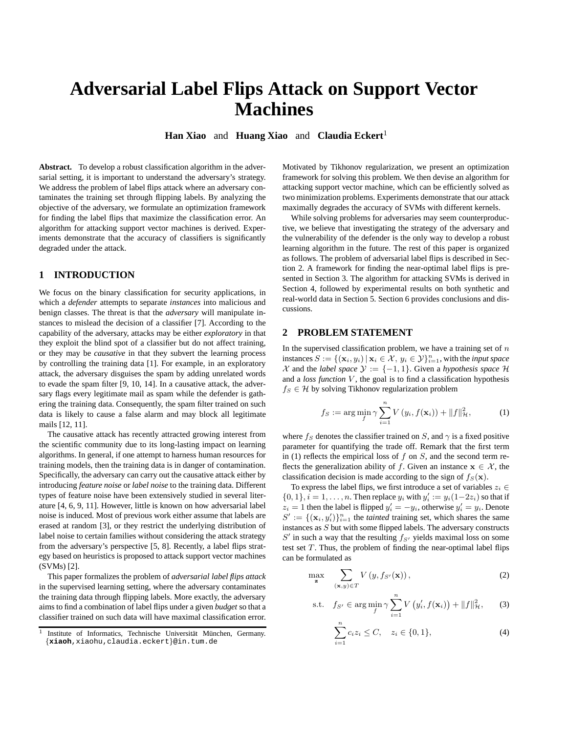# Adversarial Label Flips Attack on Support Vector Machines

**Han Xiao** and **Huang Xiao** and **Claudia Eckert**[1]

**Abstract.** To develop a robust classification algorithm in the adversarial setting, it is important to understand the adversary's strategy. We address the problem of label flips attack where an adversary contaminates the training set through flipping labels. By analyzing the objective of the adversary, we formulate an optimization framework for finding the label flips that maximize the classification error. An algorithm for attacking support vector machines is derived. Experiments demonstrate that the accuracy of classifiers is significantly degraded under the attack.

## 1 INTRODUCTION

We focus on the binary classification for security applications, in which a *defender* attempts to separate *instances* into malicious and benign classes. The threat is that the *adversary* will manipulate instances to mislead the decision of a classifier [7]. According to the capability of the adversary, attacks may be either *exploratory* in that they exploit the blind spot of a classifier but do not affect training, or they may be *causative* in that they subvert the learning process by controlling the training data [1]. For example, in an exploratory attack, the adversary disguises the spam by adding unrelated words to evade the spam filter [9, 10, 14]. In a causative attack, the adversary flags every legitimate mail as spam while the defender is gathering the training data. Consequently, the spam filter trained on such data is likely to cause a false alarm and may block all legitimate mails [12, 11].

The causative attack has recently attracted growing interest from the scientific community due to its long-lasting impact on learning algorithms. In general, if one attempt to harness human resources for training models, then the training data is in danger of contamination. Specifically, the adversary can carry out the causative attack either by introducing *feature noise* or *label noise* to the training data. Different types of feature noise have been extensively studied in several literature [4, 6, 9, 11]. However, little is known on how adversarial label noise is induced. Most of previous work either assume that labels are erased at random [3], or they restrict the underlying distribution of label noise to certain families without considering the attack strategy from the adversary's perspective [5, 8]. Recently, a label flips strategy based on heuristics is proposed to attack support vector machines (SVMs) [2].

This paper formalizes the problem of *adversarial label flips attack* in the supervised learning setting, where the adversary contaminates the training data through flipping labels. More exactly, the adversary aims to find a combination of label flips under a given *budget* so that a classifier trained on such data will have maximal classification error. Motivated by Tikhonov regularization, we present an optimization framework for solving this problem. We then devise an algorithm for attacking support vector machine, which can be efficiently solved as two minimization problems. Experiments demonstrate that our attack maximally degrades the accuracy of SVMs with different kernels.

While solving problems for adversaries may seem counterproductive, we believe that investigating the strategy of the adversary and the vulnerability of the defender is the only way to develop a robust learning algorithm in the future. The rest of this paper is organized as follows. The problem of adversarial label flips is described in Section 2. A framework for finding the near-optimal label flips is presented in Section 3. The algorithm for attacking SVMs is derived in Section 4, followed by experimental results on both synthetic and real-world data in Section 5. Section 6 provides conclusions and discussions.

## 2 PROBLEM STATEMENT

In the supervised classification problem, we have a training set of $n$ instances $S := \{(\mathbf{x}_i, y_i) \,|\, \mathbf{x}_i \in \mathcal{X},\, y_i \in \mathcal{Y}\}_{i=1}^n$, with the *input space* $\mathcal{X}$ and the *label space* $\mathcal{Y} := \{-1, 1\}$. Given a *hypothesis space* $\mathcal{H}$ and a *loss function* $V$, the goal is to find a classification hypothesis $f_S \in \mathcal{H}$ by solving Tikhonov regularization problem

$$f_S := \arg\min_f \gamma \sum_{i=1}^n V\left(y_i, f(\mathbf{x}_i)\right) + \|f\|^2_{\mathcal{H}}, \qquad (1)$$

where $f_S$ denotes the classifier trained on $S$, and $\gamma$ is a fixed positive parameter for quantifying the trade off. Remark that the first term in (1) reflects the empirical loss of $f$ on $S$, and the second term reflects the generalization ability of $f$. Given an instance $\mathbf{x} \in \mathcal{X}$, the classification decision is made according to the sign of $f_S(\mathbf{x})$.

To express the label flips, we first introduce a set of variables $z_i \in \{0, 1\}, i = 1, \dots, n$. Then replace $y_i$ with $y'_i := y_i(1-2z_i)$ so that if $z_i = 1$ then the label is flipped $y'_i = -y_i$, otherwise $y'_i = y_i$. Denote $S' := \{(\mathbf{x}_i, y'_i)\}_{i=1}^n$ the *tainted* training set, which shares the same instances as $S$ but with some flipped labels. The adversary constructs $S'$ in such a way that the resulting $f_{S'}$ yields maximal loss on some test set $T$. Thus, the problem of finding the near-optimal label flips can be formulated as

$$\max_{\mathbf{z}} \quad \sum_{(\mathbf{x},y)\in T} V\left(y, f_{S'}(\mathbf{x})\right), \qquad (2)$$

$$\text{s.t.} \quad f_{S'} \in \arg\min_f \gamma \sum_{i=1}^n V\left(y'_i, f(\mathbf{x}_i)\right) + \|f\|^2_{\mathcal{H}}, \qquad (3)$$

$$\sum_{i=1}^n c_i z_i \leq C, \quad z_i \in \{0, 1\}, \qquad (4)$$

[1] Institute of Informatics, Technische Universität München, Germany. {**xiaoh**,xiaohu,claudia.eckert}@in.tum.de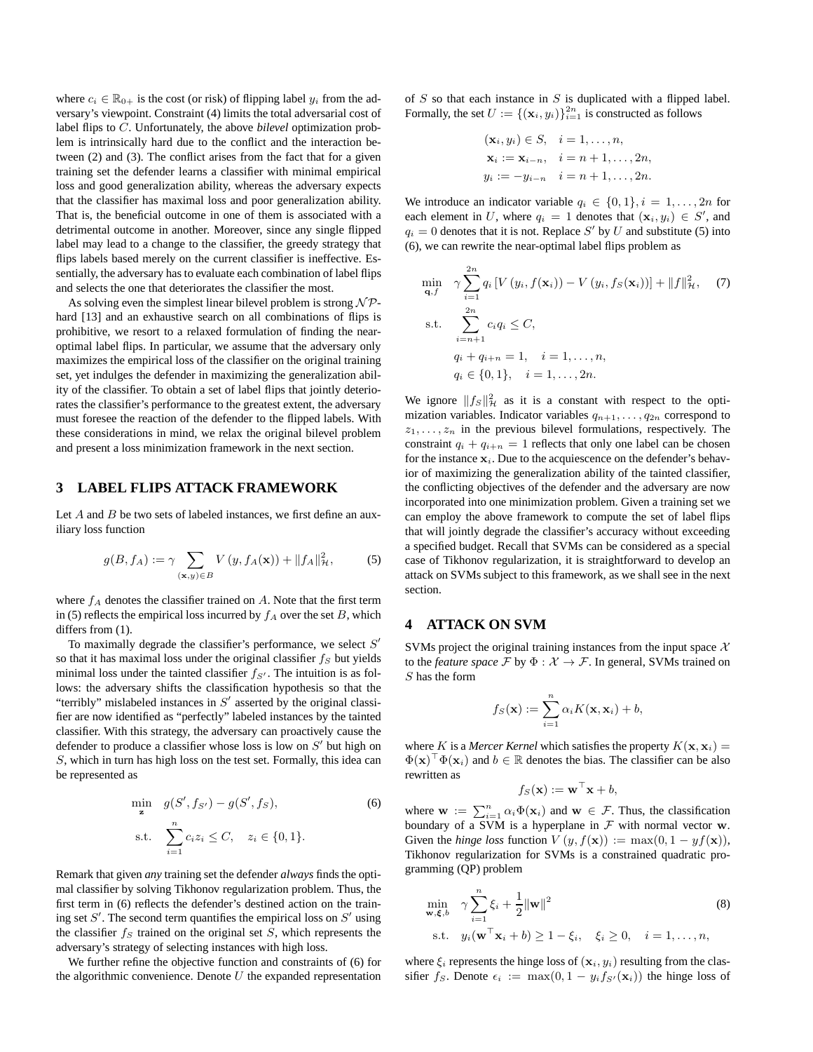where $c_i \in \mathbb{R}_{0+}$ is the cost (or risk) of flipping label $y_i$ from the adversary's viewpoint. Constraint (4) limits the total adversarial cost of label flips to $C$. Unfortunately, the above *bilevel* optimization problem is intrinsically hard due to the conflict and the interaction between (2) and (3). The conflict arises from the fact that for a given training set the defender learns a classifier with minimal empirical loss and good generalization ability, whereas the adversary expects that the classifier has maximal loss and poor generalization ability. That is, the beneficial outcome in one of them is associated with a detrimental outcome in another. Moreover, since any single flipped label may lead to a change to the classifier, the greedy strategy that flips labels based merely on the current classifier is ineffective. Essentially, the adversary has to evaluate each combination of label flips and selects the one that deteriorates the classifier the most.

As solving even the simplest linear bilevel problem is strong $\mathcal{NP}$-hard [13] and an exhaustive search on all combinations of flips is prohibitive, we resort to a relaxed formulation of finding the near-optimal label flips. In particular, we assume that the adversary only maximizes the empirical loss of the classifier on the original training set, yet indulges the defender in maximizing the generalization ability of the classifier. To obtain a set of label flips that jointly deteriorates the classifier's performance to the greatest extent, the adversary must foresee the reaction of the defender to the flipped labels. With these considerations in mind, we relax the original bilevel problem and present a loss minimization framework in the next section.

## 3 LABEL FLIPS ATTACK FRAMEWORK

Let $A$ and $B$ be two sets of labeled instances, we first define an auxiliary loss function

$$g(B, f_A) := \gamma \sum_{(\mathbf{x},y)\in B} V\left(y, f_A(\mathbf{x})\right) + \|f_A\|^2_{\mathcal{H}}, \tag{5}$$

where $f_A$ denotes the classifier trained on $A$. Note that the first term in (5) reflects the empirical loss incurred by $f_A$ over the set $B$, which differs from (1).

To maximally degrade the classifier's performance, we select $S'$ so that it has maximal loss under the original classifier $f_S$ but yields minimal loss under the tainted classifier $f_{S'}$. The intuition is as follows: the adversary shifts the classification hypothesis so that the "terribly" mislabeled instances in $S'$ asserted by the original classifier are now identified as "perfectly" labeled instances by the tainted classifier. With this strategy, the adversary can proactively cause the defender to produce a classifier whose loss is low on $S'$ but high on $S$, which in turn has high loss on the test set. Formally, this idea can be represented as

$$\begin{aligned}
\min_{\mathbf{z}} \quad & g(S', f_{S'}) - g(S', f_S), \\
\text{s.t.} \quad & \sum_{i=1}^{n} c_i z_i \le C, \quad z_i \in \{0,1\}.
\end{aligned} \tag{6}$$

Remark that given *any* training set the defender *always* finds the optimal classifier by solving Tikhonov regularization problem. Thus, the first term in (6) reflects the defender's destined action on the training set $S'$. The second term quantifies the empirical loss on $S'$ using the classifier $f_S$ trained on the original set $S$, which represents the adversary's strategy of selecting instances with high loss.

We further refine the objective function and constraints of (6) for the algorithmic convenience. Denote $U$ the expanded representation of $S$ so that each instance in $S$ is duplicated with a flipped label. Formally, the set $U := \{(\mathbf{x}_i, y_i)\}_{i=1}^{2n}$ is constructed as follows

$$\begin{aligned}
&(\mathbf{x}_i, y_i) \in S, \quad i = 1, \ldots, n, \\
&\mathbf{x}_i := \mathbf{x}_{i-n}, \quad i = n+1, \ldots, 2n, \\
&y_i := -y_{i-n} \quad i = n+1, \ldots, 2n.
\end{aligned}$$

We introduce an indicator variable $q_i \in \{0,1\}, i = 1, \ldots, 2n$ for each element in $U$, where $q_i = 1$ denotes that $(\mathbf{x}_i, y_i) \in S'$, and $q_i = 0$ denotes that it is not. Replace $S'$ by $U$ and substitute (5) into (6), we can rewrite the near-optimal label flips problem as

$$\begin{aligned}
\min_{\mathbf{q}, f} \quad & \gamma \sum_{i=1}^{2n} q_i \left[ V\left(y_i, f(\mathbf{x}_i)\right) - V\left(y_i, f_S(\mathbf{x}_i)\right) \right] + \|f\|^2_{\mathcal{H}}, \\
\text{s.t.} \quad & \sum_{i=n+1}^{2n} c_i q_i \le C, \\
& q_i + q_{i+n} = 1, \quad i = 1, \ldots, n, \\
& q_i \in \{0,1\}, \quad i = 1, \ldots, 2n.
\end{aligned} \tag{7}$$

We ignore $\|f_S\|^2_{\mathcal{H}}$ as it is a constant with respect to the optimization variables. Indicator variables $q_{n+1}, \ldots, q_{2n}$ correspond to $z_1, \ldots, z_n$ in the previous bilevel formulations, respectively. The constraint $q_i + q_{i+n} = 1$ reflects that only one label can be chosen for the instance $\mathbf{x}_i$. Due to the acquiescence on the defender's behavior of maximizing the generalization ability of the tainted classifier, the conflicting objectives of the defender and the adversary are now incorporated into one minimization problem. Given a training set we can employ the above framework to compute the set of label flips that will jointly degrade the classifier's accuracy without exceeding a specified budget. Recall that SVMs can be considered as a special case of Tikhonov regularization, it is straightforward to develop an attack on SVMs subject to this framework, as we shall see in the next section.

## 4 ATTACK ON SVM

SVMs project the original training instances from the input space $\mathcal{X}$ to the *feature space* $\mathcal{F}$ by $\Phi : \mathcal{X} \to \mathcal{F}$. In general, SVMs trained on $S$ has the form

$$f_S(\mathbf{x}) := \sum_{i=1}^{n} \alpha_i K(\mathbf{x}, \mathbf{x}_i) + b,$$

where $K$ is a *Mercer Kernel* which satisfies the property $K(\mathbf{x}, \mathbf{x}_i) = \Phi(\mathbf{x})^\top \Phi(\mathbf{x}_i)$ and $b \in \mathbb{R}$ denotes the bias. The classifier can be also rewritten as

$$f_S(\mathbf{x}) := \mathbf{w}^\top \mathbf{x} + b,$$

where $\mathbf{w} := \sum_{i=1}^{n} \alpha_i \Phi(\mathbf{x}_i)$ and $\mathbf{w} \in \mathcal{F}$. Thus, the classification boundary of a SVM is a hyperplane in $\mathcal{F}$ with normal vector $\mathbf{w}$. Given the *hinge loss* function $V\left(y, f(\mathbf{x})\right) := \max(0, 1 - y f(\mathbf{x}))$, Tikhonov regularization for SVMs is a constrained quadratic programming (QP) problem

$$\begin{aligned}
\min_{\mathbf{w}, \boldsymbol{\xi}, b} \quad & \gamma \sum_{i=1}^{n} \xi_i + \frac{1}{2}\|\mathbf{w}\|^2 \\
\text{s.t.} \quad & y_i(\mathbf{w}^\top \mathbf{x}_i + b) \ge 1 - \xi_i, \quad \xi_i \ge 0, \quad i = 1, \ldots, n,
\end{aligned} \tag{8}$$

where $\xi_i$ represents the hinge loss of $(\mathbf{x}_i, y_i)$ resulting from the classifier $f_S$. Denote $\epsilon_i := \max(0, 1 - y_i f_{S'}(\mathbf{x}_i))$ the hinge loss of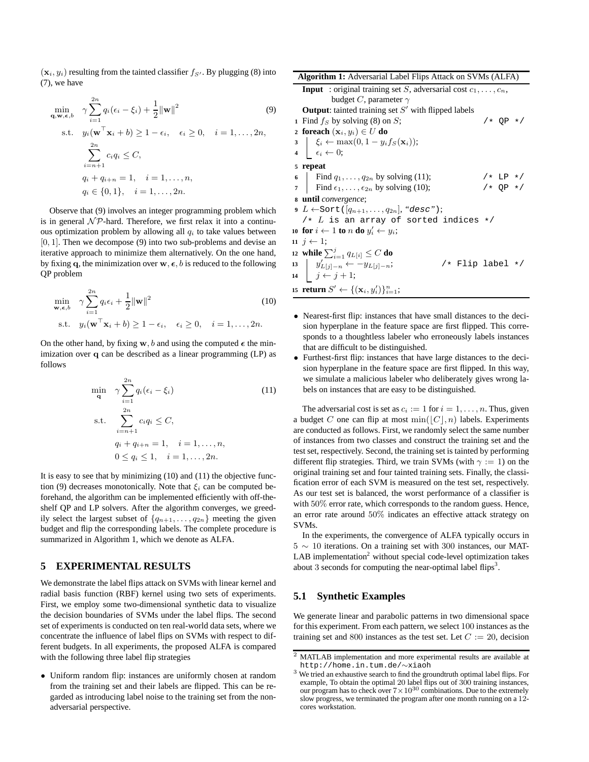$(\mathbf{x}_i, y_i)$ resulting from the tainted classifier $f_{S'}$. By plugging (8) into (7), we have

$$
\begin{aligned}
\min_{\mathbf{q},\mathbf{w},\boldsymbol{\epsilon},b} \quad & \gamma \sum_{i=1}^{2n} q_i(\epsilon_i - \xi_i) + \frac{1}{2}\|\mathbf{w}\|^2 \qquad (9)\\
\text{s.t.} \quad & y_i(\mathbf{w}^\top \mathbf{x}_i + b) \geq 1 - \epsilon_i, \quad \epsilon_i \geq 0, \quad i = 1, \ldots, 2n,\\
& \sum_{i=n+1}^{2n} c_i q_i \leq C,\\
& q_i + q_{i+n} = 1, \quad i = 1, \ldots, n,\\
& q_i \in \{0, 1\}, \quad i = 1, \ldots, 2n.
\end{aligned}
$$

Observe that (9) involves an integer programming problem which is in general $\mathcal{NP}$-hard. Therefore, we first relax it into a continuous optimization problem by allowing all $q_i$ to take values between $[0, 1]$. Then we decompose (9) into two sub-problems and devise an iterative approach to minimize them alternatively. On the one hand, by fixing $\mathbf{q}$, the minimization over $\mathbf{w}, \boldsymbol{\epsilon}, b$ is reduced to the following QP problem

$$
\begin{aligned}
\min_{\mathbf{w},\boldsymbol{\epsilon},b} \quad & \gamma \sum_{i=1}^{2n} q_i \epsilon_i + \frac{1}{2}\|\mathbf{w}\|^2 \qquad (10)\\
\text{s.t.} \quad & y_i(\mathbf{w}^\top \mathbf{x}_i + b) \geq 1 - \epsilon_i, \quad \epsilon_i \geq 0, \quad i = 1, \ldots, 2n.
\end{aligned}
$$

On the other hand, by fixing $\mathbf{w}, b$ and using the computed $\boldsymbol{\epsilon}$ the minimization over $\mathbf{q}$ can be described as a linear programming (LP) as follows

$$
\begin{aligned}
\min_{\mathbf{q}} \quad & \gamma \sum_{i=1}^{2n} q_i(\epsilon_i - \xi_i) \qquad (11)\\
\text{s.t.} \quad & \sum_{i=n+1}^{2n} c_i q_i \leq C,\\
& q_i + q_{i+n} = 1, \quad i = 1, \ldots, n,\\
& 0 \leq q_i \leq 1, \quad i = 1, \ldots, 2n.
\end{aligned}
$$

It is easy to see that by minimizing (10) and (11) the objective function (9) decreases monotonically. Note that $\xi_i$ can be computed beforehand, the algorithm can be implemented efficiently with off-the-shelf QP and LP solvers. After the algorithm converges, we greedily select the largest subset of $\{q_{n+1}, \ldots, q_{2n}\}$ meeting the given budget and flip the corresponding labels. The complete procedure is summarized in Algorithm 1, which we denote as ALFA.

**Algorithm 1:** Adversarial Label Flips Attack on SVMs (ALFA)

**Input** : original training set $S$, adversarial cost $c_1, \ldots, c_n$, budget $C$, parameter $\gamma$
**Output**: tainted training set $S'$ with flipped labels

```
1  Find f_S by solving (8) on S;                          /* QP */
2  foreach (x_i, y_i) ∈ U do
3      ξ_i ← max(0, 1 − y_i f_S(x_i));
4      ε_i ← 0;
5  repeat
6      Find q_1, ..., q_2n by solving (11);                /* LP */
7      Find ε_1, ..., ε_2n by solving (10);                /* QP */
8  until convergence;
9  L ← Sort([q_{n+1}, ..., q_{2n}], "desc");
   /* L is an array of sorted indices */
10 for i ← 1 to n do y'_i ← y_i;
11 j ← 1;
12 while Σ_{i=1}^{j} q_{L[i]} ≤ C do
13     y'_{L[j]−n} ← −y_{L[j]−n};                        /* Flip label */
14     j ← j + 1;
15 return S' ← {(x_i, y'_i)}_{i=1}^{n};
```

## 5 EXPERIMENTAL RESULTS

We demonstrate the label flips attack on SVMs with linear kernel and radial basis function (RBF) kernel using two sets of experiments. First, we employ some two-dimensional synthetic data to visualize the decision boundaries of SVMs under the label flips. The second set of experiments is conducted on ten real-world data sets, where we concentrate the influence of label flips on SVMs with respect to different budgets. In all experiments, the proposed ALFA is compared with the following three label flip strategies

- Uniform random flip: instances are uniformly chosen at random from the training set and their labels are flipped. This can be regarded as introducing label noise to the training set from the non-adversarial perspective.
- Nearest-first flip: instances that have small distances to the decision hyperplane in the feature space are first flipped. This corresponds to a thoughtless labeler who erroneously labels instances that are difficult to be distinguished.
- Furthest-first flip: instances that have large distances to the decision hyperplane in the feature space are first flipped. In this way, we simulate a malicious labeler who deliberately gives wrong labels on instances that are easy to be distinguished.

The adversarial cost is set as $c_i := 1$ for $i = 1, \ldots, n$. Thus, given a budget $C$ one can flip at most $\min(\lfloor C \rfloor, n)$ labels. Experiments are conducted as follows. First, we randomly select the same number of instances from two classes and construct the training set and the test set, respectively. Second, the training set is tainted by performing different flip strategies. Third, we train SVMs (with $\gamma := 1$) on the original training set and four tainted training sets. Finally, the classification error of each SVM is measured on the test set, respectively. As our test set is balanced, the worst performance of a classifier is with $50\%$ error rate, which corresponds to the random guess. Hence, an error rate around $50\%$ indicates an effective attack strategy on SVMs.

In the experiments, the convergence of ALFA typically occurs in $5 \sim 10$ iterations. On a training set with $300$ instances, our MATLAB implementation[2] without special code-level optimization takes about $3$ seconds for computing the near-optimal label flips[3].

### 5.1 Synthetic Examples

We generate linear and parabolic patterns in two dimensional space for this experiment. From each pattern, we select $100$ instances as the training set and $800$ instances as the test set. Let $C := 20$, decision

---

[2] MATLAB implementation and more experimental results are available at http://home.in.tum.de/∼xiaoh

[3] We tried an exhaustive search to find the groundtruth optimal label flips. For example, To obtain the optimal $20$ label flips out of $300$ training instances, our program has to check over $7 \times 10^{30}$ combinations. Due to the extremely slow progress, we terminated the program after one month running on a 12-cores workstation.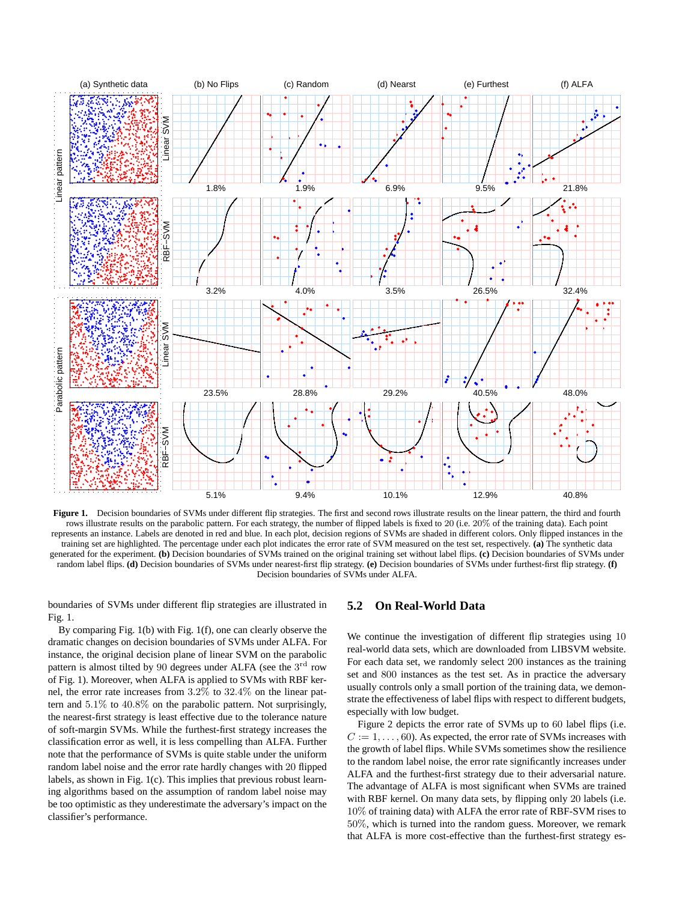**Figure 1.** Decision boundaries of SVMs under different flip strategies. The first and second rows illustrate results on the linear pattern, the third and fourth rows illustrate results on the parabolic pattern. For each strategy, the number of flipped labels is fixed to 20 (i.e. 20% of the training data). Each point represents an instance. Labels are denoted in red and blue. In each plot, decision regions of SVMs are shaded in different colors. Only flipped instances in the training set are highlighted. The percentage under each plot indicates the error rate of SVM measured on the test set, respectively. **(a)** The synthetic data generated for the experiment. **(b)** Decision boundaries of SVMs trained on the original training set without label flips. **(c)** Decision boundaries of SVMs under random label flips. **(d)** Decision boundaries of SVMs under nearest-first flip strategy. **(e)** Decision boundaries of SVMs under furthest-first flip strategy. **(f)** Decision boundaries of SVMs under ALFA.

boundaries of SVMs under different flip strategies are illustrated in Fig. 1.

By comparing Fig. 1(b) with Fig. 1(f), one can clearly observe the dramatic changes on decision boundaries of SVMs under ALFA. For instance, the original decision plane of linear SVM on the parabolic pattern is almost tilted by 90 degrees under ALFA (see the 3rd row of Fig. 1). Moreover, when ALFA is applied to SVMs with RBF kernel, the error rate increases from 3.2% to 32.4% on the linear pattern and 5.1% to 40.8% on the parabolic pattern. Not surprisingly, the nearest-first strategy is least effective due to the tolerance nature of soft-margin SVMs. While the furthest-first strategy increases the classification error as well, it is less compelling than ALFA. Further note that the performance of SVMs is quite stable under the uniform random label noise and the error rate hardly changes with 20 flipped labels, as shown in Fig. 1(c). This implies that previous robust learning algorithms based on the assumption of random label noise may be too optimistic as they underestimate the adversary's impact on the classifier's performance.

## 5.2 On Real-World Data

We continue the investigation of different flip strategies using 10 real-world data sets, which are downloaded from LIBSVM website. For each data set, we randomly select 200 instances as the training set and 800 instances as the test set. As in practice the adversary usually controls only a small portion of the training data, we demonstrate the effectiveness of label flips with respect to different budgets, especially with low budget.

Figure 2 depicts the error rate of SVMs up to 60 label flips (i.e. $C := 1, \ldots, 60$). As expected, the error rate of SVMs increases with the growth of label flips. While SVMs sometimes show the resilience to the random label noise, the error rate significantly increases under ALFA and the furthest-first strategy due to their adversarial nature. The advantage of ALFA is most significant when SVMs are trained with RBF kernel. On many data sets, by flipping only 20 labels (i.e. 10% of training data) with ALFA the error rate of RBF-SVM rises to 50%, which is turned into the random guess. Moreover, we remark that ALFA is more cost-effective than the furthest-first strategy es-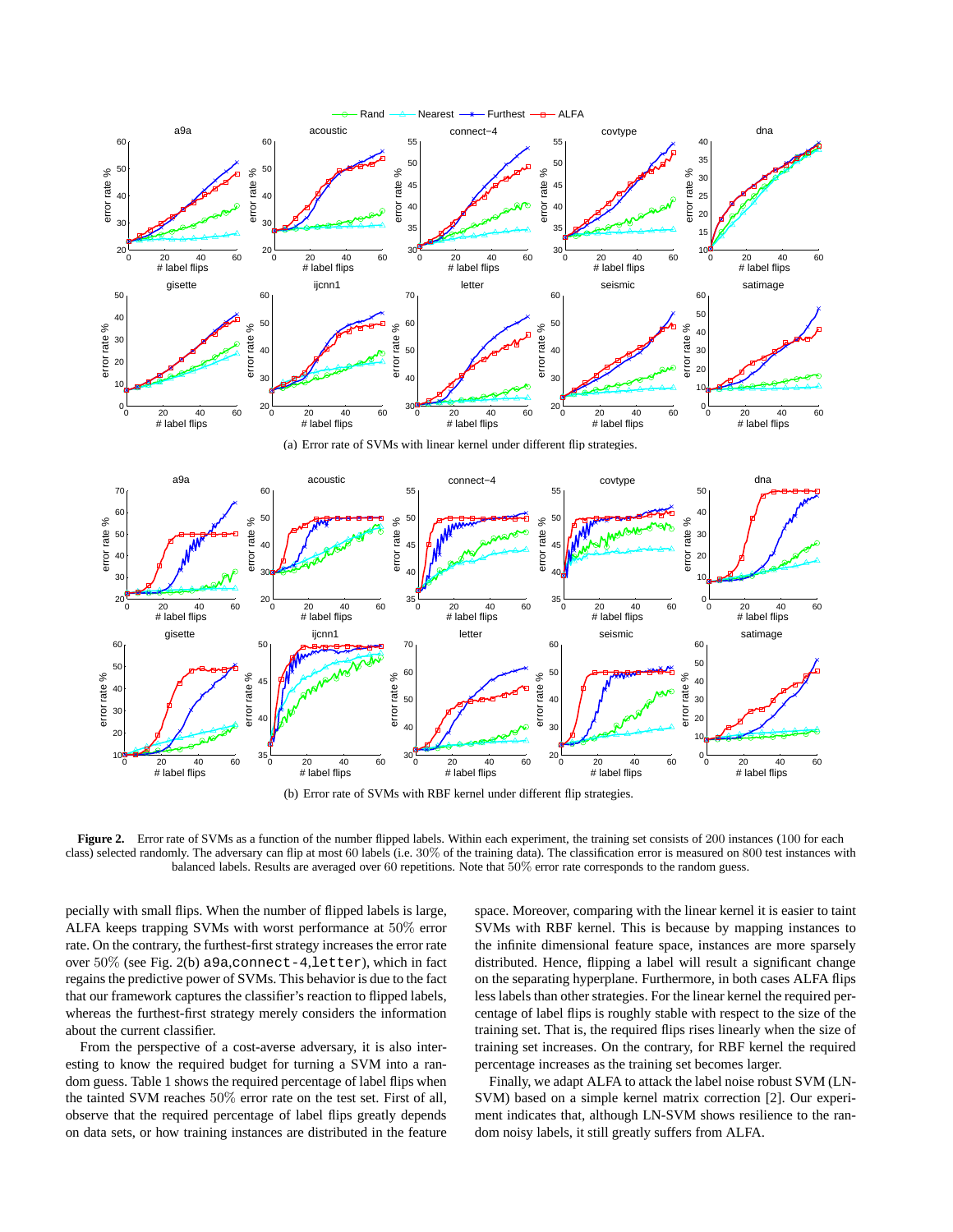(a) Error rate of SVMs with linear kernel under different flip strategies.

(b) Error rate of SVMs with RBF kernel under different flip strategies.

**Figure 2.** Error rate of SVMs as a function of the number flipped labels. Within each experiment, the training set consists of 200 instances (100 for each class) selected randomly. The adversary can flip at most 60 labels (i.e. 30% of the training data). The classification error is measured on 800 test instances with balanced labels. Results are averaged over 60 repetitions. Note that 50% error rate corresponds to the random guess.

pecially with small flips. When the number of flipped labels is large, ALFA keeps trapping SVMs with worst performance at 50% error rate. On the contrary, the furthest-first strategy increases the error rate over 50% (see Fig. 2(b) `a9a`,`connect-4`,`letter`), which in fact regains the predictive power of SVMs. This behavior is due to the fact that our framework captures the classifier's reaction to flipped labels, whereas the furthest-first strategy merely considers the information about the current classifier.

From the perspective of a cost-averse adversary, it is also interesting to know the required budget for turning a SVM into a random guess. Table 1 shows the required percentage of label flips when the tainted SVM reaches 50% error rate on the test set. First of all, observe that the required percentage of label flips greatly depends on data sets, or how training instances are distributed in the feature space. Moreover, comparing with the linear kernel it is easier to taint SVMs with RBF kernel. This is because by mapping instances to the infinite dimensional feature space, instances are more sparsely distributed. Hence, flipping a label will result a significant change on the separating hyperplane. Furthermore, in both cases ALFA flips less labels than other strategies. For the linear kernel the required percentage of label flips is roughly stable with respect to the size of the training set. That is, the required flips rises linearly when the size of training set increases. On the contrary, for RBF kernel the required percentage increases as the training set becomes larger.

Finally, we adapt ALFA to attack the label noise robust SVM (LN-SVM) based on a simple kernel matrix correction [2]. Our experiment indicates that, although LN-SVM shows resilience to the random noisy labels, it still greatly suffers from ALFA.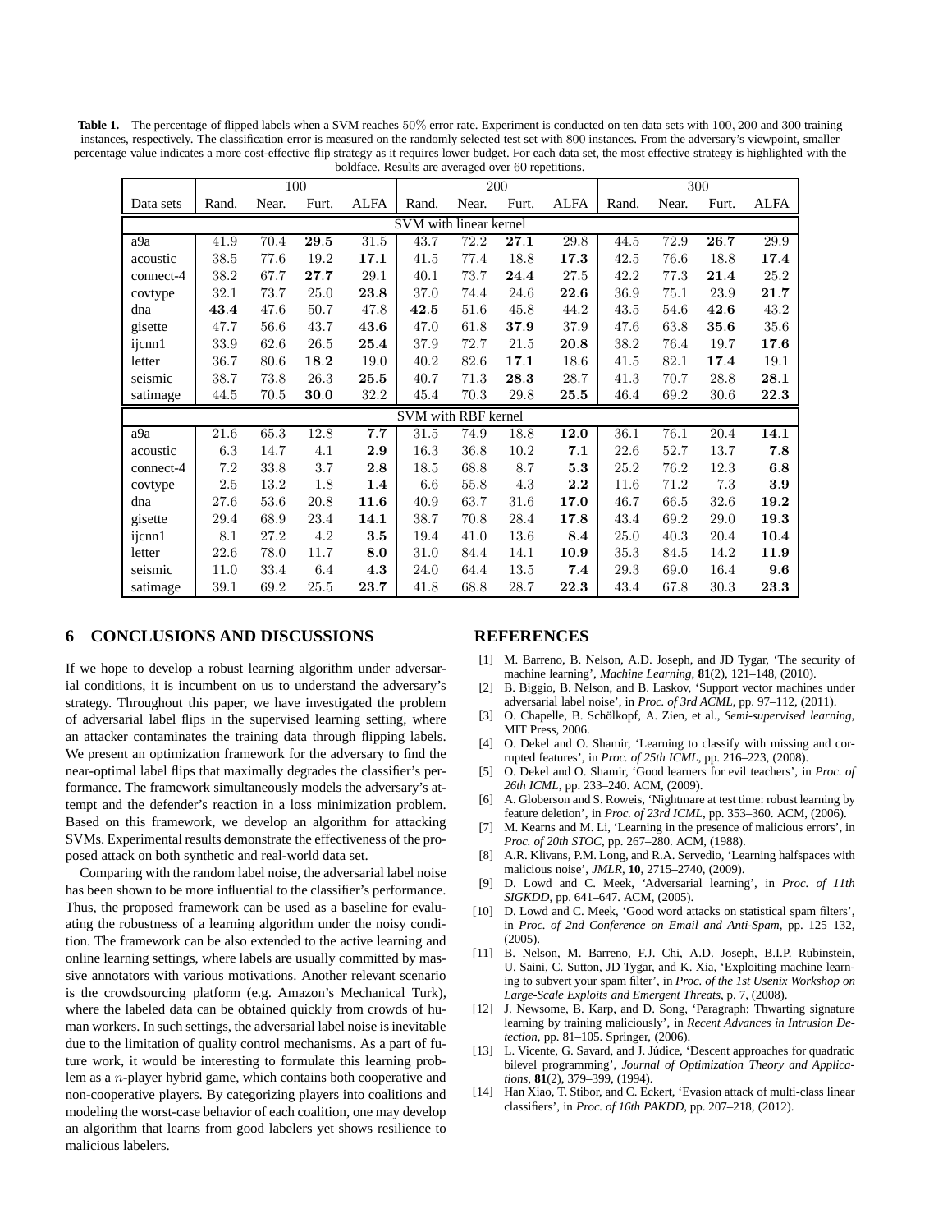**Table 1.** The percentage of flipped labels when a SVM reaches 50% error rate. Experiment is conducted on ten data sets with 100, 200 and 300 training instances, respectively. The classification error is measured on the randomly selected test set with 800 instances. From the adversary's viewpoint, smaller percentage value indicates a more cost-effective flip strategy as it requires lower budget. For each data set, the most effective strategy is highlighted with the boldface. Results are averaged over 60 repetitions.

| | 100 | | | | 200 | | | | 300 | | | |
|---|---|---|---|---|---|---|---|---|---|---|---|---|
| Data sets | Rand. | Near. | Furt. | ALFA | Rand. | Near. | Furt. | ALFA | Rand. | Near. | Furt. | ALFA |
| **SVM with linear kernel** | | | | | | | | | | | | |
| a9a | 41.9 | 70.4 | **29.5** | 31.5 | 43.7 | 72.2 | **27.1** | 29.8 | 44.5 | 72.9 | **26.7** | 29.9 |
| acoustic | 38.5 | 77.6 | 19.2 | **17.1** | 41.5 | 77.4 | 18.8 | **17.3** | 42.5 | 76.6 | 18.8 | **17.4** |
| connect-4 | 38.2 | 67.7 | **27.7** | 29.1 | 40.1 | 73.7 | **24.4** | 27.5 | 42.2 | 77.3 | **21.4** | 25.2 |
| covtype | 32.1 | 73.7 | 25.0 | **23.8** | 37.0 | 74.4 | 24.6 | **22.6** | 36.9 | 75.1 | 23.9 | **21.7** |
| dna | **43.4** | 47.6 | 50.7 | 47.8 | **42.5** | 51.6 | 45.8 | 44.2 | 43.5 | 54.6 | **42.6** | 43.2 |
| gisette | 47.7 | 56.6 | 43.7 | **43.6** | 47.0 | 61.8 | **37.9** | 37.9 | 47.6 | 63.8 | **35.6** | 35.6 |
| ijcnn1 | 33.9 | 62.6 | 26.5 | **25.4** | 37.9 | 72.7 | 21.5 | **20.8** | 38.2 | 76.4 | 19.7 | **17.6** |
| letter | 36.7 | 80.6 | **18.2** | 19.0 | 40.2 | 82.6 | **17.1** | 18.6 | 41.5 | 82.1 | **17.4** | 19.1 |
| seismic | 38.7 | 73.8 | 26.3 | **25.5** | 40.7 | 71.3 | **28.3** | 28.7 | 41.3 | 70.7 | 28.8 | **28.1** |
| satimage | 44.5 | 70.5 | **30.0** | 32.2 | 45.4 | 70.3 | 29.8 | **25.5** | 46.4 | 69.2 | 30.6 | **22.3** |
| **SVM with RBF kernel** | | | | | | | | | | | | |
| a9a | 21.6 | 65.3 | 12.8 | **7.7** | 31.5 | 74.9 | 18.8 | **12.0** | 36.1 | 76.1 | 20.4 | **14.1** |
| acoustic | 6.3 | 14.7 | 4.1 | **2.9** | 16.3 | 36.8 | 10.2 | **7.1** | 22.6 | 52.7 | 13.7 | **7.8** |
| connect-4 | 7.2 | 33.8 | 3.7 | **2.8** | 18.5 | 68.8 | 8.7 | **5.3** | 25.2 | 76.2 | 12.3 | **6.8** |
| covtype | 2.5 | 13.2 | 1.8 | **1.4** | 6.6 | 55.8 | 4.3 | **2.2** | 11.6 | 71.2 | 7.3 | **3.9** |
| dna | 27.6 | 53.6 | 20.8 | **11.6** | 40.9 | 63.7 | 31.6 | **17.0** | 46.7 | 66.5 | 32.6 | **19.2** |
| gisette | 29.4 | 68.9 | 23.4 | **14.1** | 38.7 | 70.8 | 28.4 | **17.8** | 43.4 | 69.2 | 29.0 | **19.3** |
| ijcnn1 | 8.1 | 27.2 | 4.2 | **3.5** | 19.4 | 41.0 | 13.6 | **8.4** | 25.0 | 40.3 | 20.4 | **10.4** |
| letter | 22.6 | 78.0 | 11.7 | **8.0** | 31.0 | 84.4 | 14.1 | **10.9** | 35.3 | 84.5 | 14.2 | **11.9** |
| seismic | 11.0 | 33.4 | 6.4 | **4.3** | 24.0 | 64.4 | 13.5 | **7.4** | 29.3 | 69.0 | 16.4 | **9.6** |
| satimage | 39.1 | 69.2 | 25.5 | **23.7** | 41.8 | 68.8 | 28.7 | **22.3** | 43.4 | 67.8 | 30.3 | **23.3** |

## 6 CONCLUSIONS AND DISCUSSIONS

If we hope to develop a robust learning algorithm under adversarial conditions, it is incumbent on us to understand the adversary's strategy. Throughout this paper, we have investigated the problem of adversarial label flips in the supervised learning setting, where an attacker contaminates the training data through flipping labels. We present an optimization framework for the adversary to find the near-optimal label flips that maximally degrades the classifier's performance. The framework simultaneously models the adversary's attempt and the defender's reaction in a loss minimization problem. Based on this framework, we develop an algorithm for attacking SVMs. Experimental results demonstrate the effectiveness of the proposed attack on both synthetic and real-world data set.

Comparing with the random label noise, the adversarial label noise has been shown to be more influential to the classifier's performance. Thus, the proposed framework can be used as a baseline for evaluating the robustness of a learning algorithm under the noisy condition. The framework can be also extended to the active learning and online learning settings, where labels are usually committed by massive annotators with various motivations. Another relevant scenario is the crowdsourcing platform (e.g. Amazon's Mechanical Turk), where the labeled data can be obtained quickly from crowds of human workers. In such settings, the adversarial label noise is inevitable due to the limitation of quality control mechanisms. As a part of future work, it would be interesting to formulate this learning problem as a $n$-player hybrid game, which contains both cooperative and non-cooperative players. By categorizing players into coalitions and modeling the worst-case behavior of each coalition, one may develop an algorithm that learns from good labelers yet shows resilience to malicious labelers.

## REFERENCES

[1] M. Barreno, B. Nelson, A.D. Joseph, and JD Tygar, 'The security of machine learning', *Machine Learning*, **81**(2), 121–148, (2010).

[2] B. Biggio, B. Nelson, and B. Laskov, 'Support vector machines under adversarial label noise', in *Proc. of 3rd ACML*, pp. 97–112, (2011).

[3] O. Chapelle, B. Schölkopf, A. Zien, et al., *Semi-supervised learning*, MIT Press, 2006.

[4] O. Dekel and O. Shamir, 'Learning to classify with missing and corrupted features', in *Proc. of 25th ICML*, pp. 216–223, (2008).

[5] O. Dekel and O. Shamir, 'Good learners for evil teachers', in *Proc. of 26th ICML*, pp. 233–240. ACM, (2009).

[6] A. Globerson and S. Roweis, 'Nightmare at test time: robust learning by feature deletion', in *Proc. of 23rd ICML*, pp. 353–360. ACM, (2006).

[7] M. Kearns and M. Li, 'Learning in the presence of malicious errors', in *Proc. of 20th STOC*, pp. 267–280. ACM, (1988).

[8] A.R. Klivans, P.M. Long, and R.A. Servedio, 'Learning halfspaces with malicious noise', *JMLR*, **10**, 2715–2740, (2009).

[9] D. Lowd and C. Meek, 'Adversarial learning', in *Proc. of 11th SIGKDD*, pp. 641–647. ACM, (2005).

[10] D. Lowd and C. Meek, 'Good word attacks on statistical spam filters', in *Proc. of 2nd Conference on Email and Anti-Spam*, pp. 125–132, (2005).

[11] B. Nelson, M. Barreno, F.J. Chi, A.D. Joseph, B.I.P. Rubinstein, U. Saini, C. Sutton, JD Tygar, and K. Xia, 'Exploiting machine learning to subvert your spam filter', in *Proc. of the 1st Usenix Workshop on Large-Scale Exploits and Emergent Threats*, p. 7, (2008).

[12] J. Newsome, B. Karp, and D. Song, 'Paragraph: Thwarting signature learning by training maliciously', in *Recent Advances in Intrusion Detection*, pp. 81–105. Springer, (2006).

[13] L. Vicente, G. Savard, and J. Júdice, 'Descent approaches for quadratic bilevel programming', *Journal of Optimization Theory and Applications*, **81**(2), 379–399, (1994).

[14] Han Xiao, T. Stibor, and C. Eckert, 'Evasion attack of multi-class linear classifiers', in *Proc. of 16th PAKDD*, pp. 207–218, (2012).